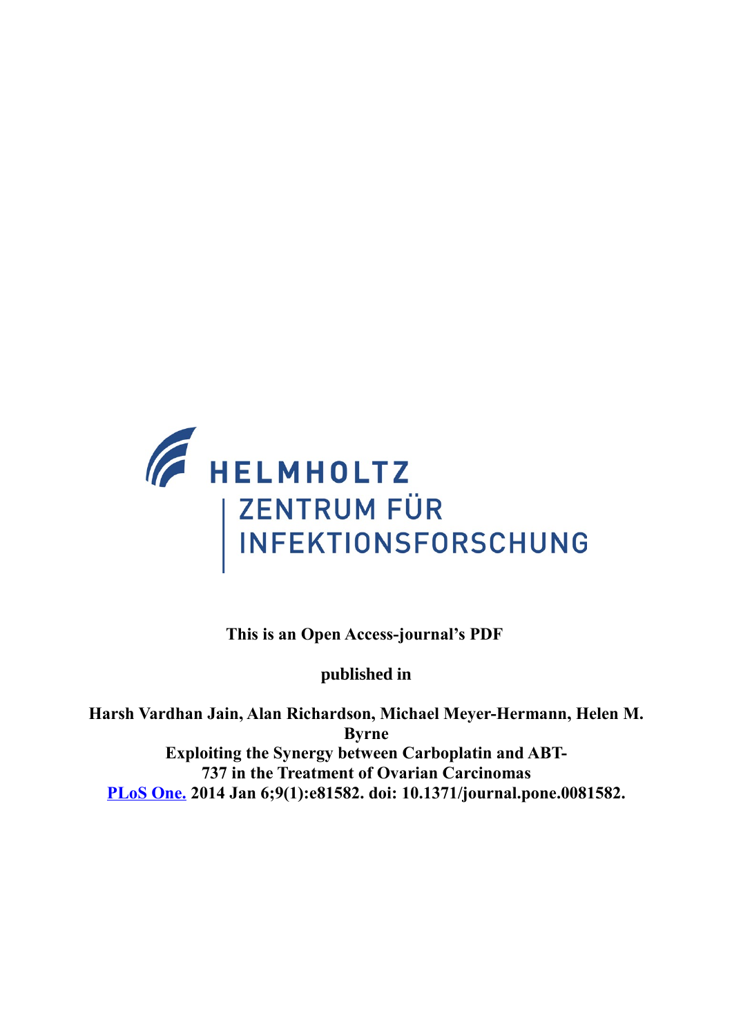HELMHOLTZ
ZENTRUM FÜR
INFEKTIONSFORSCHUNG

**This is an Open Access-journal's PDF**

**published in**

**Harsh Vardhan Jain, Alan Richardson, Michael Meyer-Hermann, Helen M. Byrne**
**Exploiting the Synergy between Carboplatin and ABT-737 in the Treatment of Ovarian Carcinomas**
**[PLoS One.](#) 2014 Jan 6;9(1):e81582. doi: 10.1371/journal.pone.0081582.**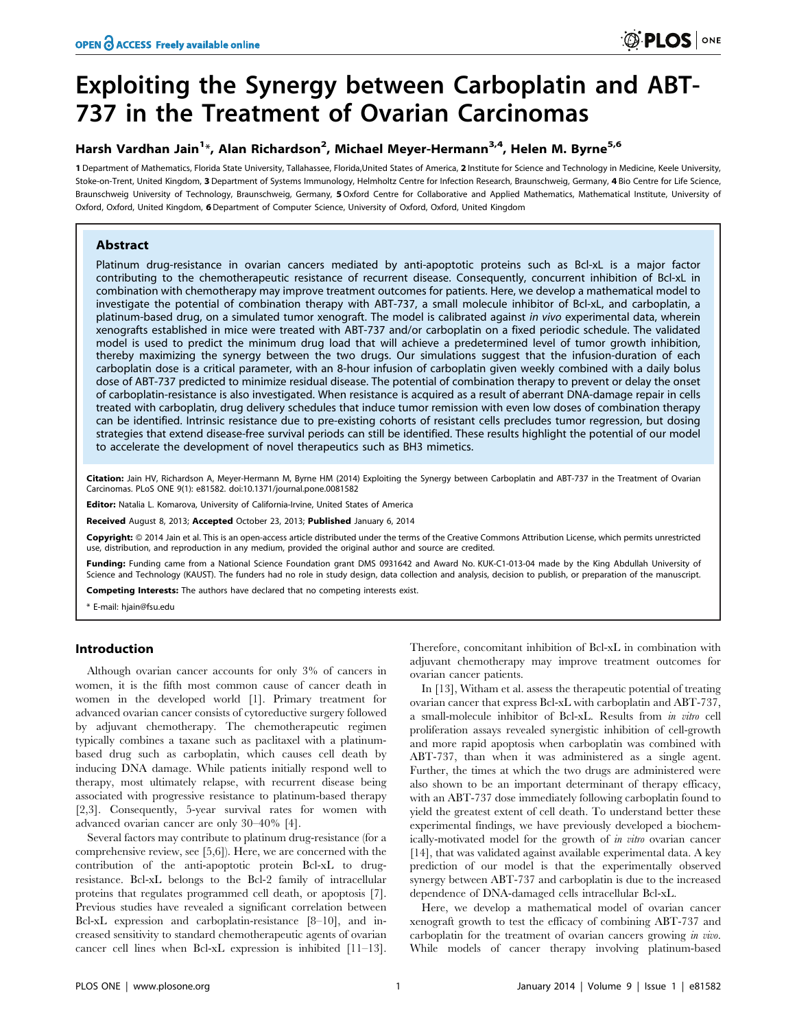# Exploiting the Synergy between Carboplatin and ABT-737 in the Treatment of Ovarian Carcinomas

**Harsh Vardhan Jain[1]\*, Alan Richardson[2], Michael Meyer-Hermann[3,4], Helen M. Byrne[5,6]**

1 Department of Mathematics, Florida State University, Tallahassee, Florida,United States of America, 2 Institute for Science and Technology in Medicine, Keele University, Stoke-on-Trent, United Kingdom, 3 Department of Systems Immunology, Helmholtz Centre for Infection Research, Braunschweig, Germany, 4 Bio Centre for Life Science, Braunschweig University of Technology, Braunschweig, Germany, 5 Oxford Centre for Collaborative and Applied Mathematics, Mathematical Institute, University of Oxford, Oxford, United Kingdom, 6 Department of Computer Science, University of Oxford, Oxford, United Kingdom

## Abstract

Platinum drug-resistance in ovarian cancers mediated by anti-apoptotic proteins such as Bcl-xL is a major factor contributing to the chemotherapeutic resistance of recurrent disease. Consequently, concurrent inhibition of Bcl-xL in combination with chemotherapy may improve treatment outcomes for patients. Here, we develop a mathematical model to investigate the potential of combination therapy with ABT-737, a small molecule inhibitor of Bcl-xL, and carboplatin, a platinum-based drug, on a simulated tumor xenograft. The model is calibrated against *in vivo* experimental data, wherein xenografts established in mice were treated with ABT-737 and/or carboplatin on a fixed periodic schedule. The validated model is used to predict the minimum drug load that will achieve a predetermined level of tumor growth inhibition, thereby maximizing the synergy between the two drugs. Our simulations suggest that the infusion-duration of each carboplatin dose is a critical parameter, with an 8-hour infusion of carboplatin given weekly combined with a daily bolus dose of ABT-737 predicted to minimize residual disease. The potential of combination therapy to prevent or delay the onset of carboplatin-resistance is also investigated. When resistance is acquired as a result of aberrant DNA-damage repair in cells treated with carboplatin, drug delivery schedules that induce tumor remission with even low doses of combination therapy can be identified. Intrinsic resistance due to pre-existing cohorts of resistant cells precludes tumor regression, but dosing strategies that extend disease-free survival periods can still be identified. These results highlight the potential of our model to accelerate the development of novel therapeutics such as BH3 mimetics.

**Citation:** Jain HV, Richardson A, Meyer-Hermann M, Byrne HM (2014) Exploiting the Synergy between Carboplatin and ABT-737 in the Treatment of Ovarian Carcinomas. PLoS ONE 9(1): e81582. doi:10.1371/journal.pone.0081582

**Editor:** Natalia L. Komarova, University of California-Irvine, United States of America

**Received** August 8, 2013; **Accepted** October 23, 2013; **Published** January 6, 2014

**Copyright:** © 2014 Jain et al. This is an open-access article distributed under the terms of the Creative Commons Attribution License, which permits unrestricted use, distribution, and reproduction in any medium, provided the original author and source are credited.

**Funding:** Funding came from a National Science Foundation grant DMS 0931642 and Award No. KUK-C1-013-04 made by the King Abdullah University of Science and Technology (KAUST). The funders had no role in study design, data collection and analysis, decision to publish, or preparation of the manuscript.

**Competing Interests:** The authors have declared that no competing interests exist.

\* E-mail: hjain@fsu.edu

## Introduction

Although ovarian cancer accounts for only 3% of cancers in women, it is the fifth most common cause of cancer death in women in the developed world [1]. Primary treatment for advanced ovarian cancer consists of cytoreductive surgery followed by adjuvant chemotherapy. The chemotherapeutic regimen typically combines a taxane such as paclitaxel with a platinum-based drug such as carboplatin, which causes cell death by inducing DNA damage. While patients initially respond well to therapy, most ultimately relapse, with recurrent disease being associated with progressive resistance to platinum-based therapy [2,3]. Consequently, 5-year survival rates for women with advanced ovarian cancer are only 30–40% [4].

Several factors may contribute to platinum drug-resistance (for a comprehensive review, see [5,6]). Here, we are concerned with the contribution of the anti-apoptotic protein Bcl-xL to drug-resistance. Bcl-xL belongs to the Bcl-2 family of intracellular proteins that regulates programmed cell death, or apoptosis [7]. Previous studies have revealed a significant correlation between Bcl-xL expression and carboplatin-resistance [8–10], and increased sensitivity to standard chemotherapeutic agents of ovarian cancer cell lines when Bcl-xL expression is inhibited [11–13]. Therefore, concomitant inhibition of Bcl-xL in combination with adjuvant chemotherapy may improve treatment outcomes for ovarian cancer patients.

In [13], Witham et al. assess the therapeutic potential of treating ovarian cancer that express Bcl-xL with carboplatin and ABT-737, a small-molecule inhibitor of Bcl-xL. Results from *in vitro* cell proliferation assays revealed synergistic inhibition of cell-growth and more rapid apoptosis when carboplatin was combined with ABT-737, than when it was administered as a single agent. Further, the times at which the two drugs are administered were also shown to be an important determinant of therapy efficacy, with an ABT-737 dose immediately following carboplatin found to yield the greatest extent of cell death. To understand better these experimental findings, we have previously developed a biochemically-motivated model for the growth of *in vitro* ovarian cancer [14], that was validated against available experimental data. A key prediction of our model is that the experimentally observed synergy between ABT-737 and carboplatin is due to the increased dependence of DNA-damaged cells intracellular Bcl-xL.

Here, we develop a mathematical model of ovarian cancer xenograft growth to test the efficacy of combining ABT-737 and carboplatin for the treatment of ovarian cancers growing *in vivo*. While models of cancer therapy involving platinum-based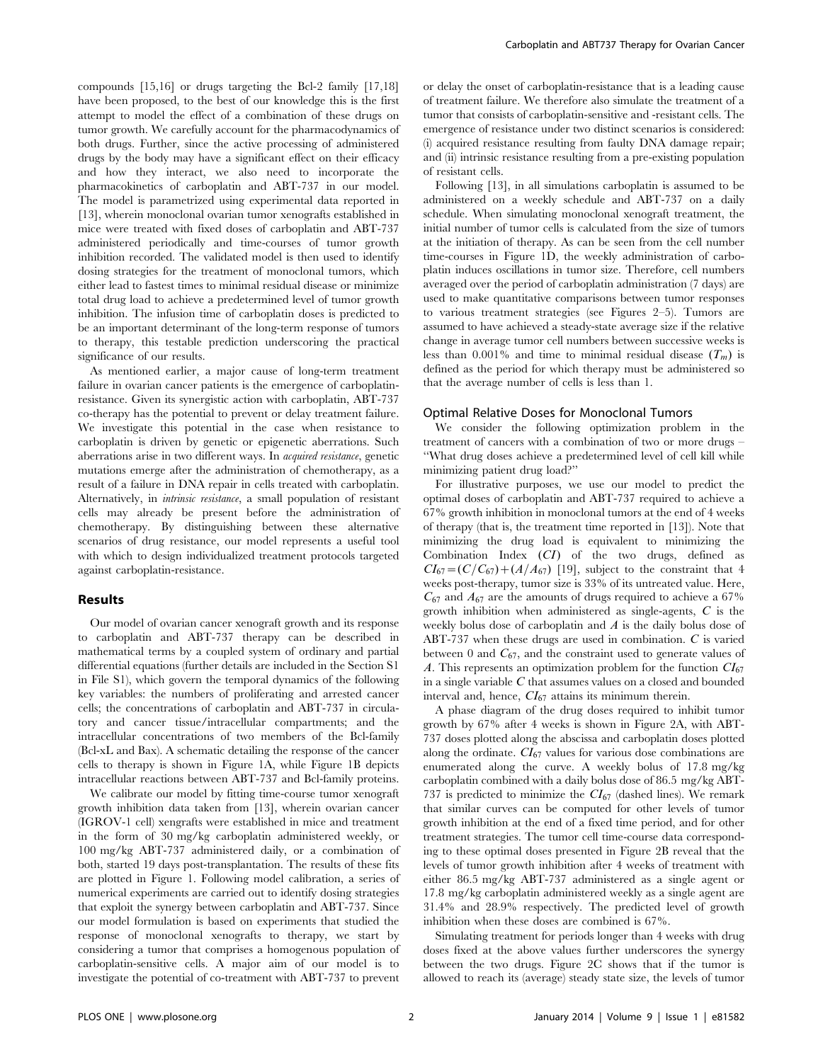compounds [15,16] or drugs targeting the Bcl-2 family [17,18] have been proposed, to the best of our knowledge this is the first attempt to model the effect of a combination of these drugs on tumor growth. We carefully account for the pharmacodynamics of both drugs. Further, since the active processing of administered drugs by the body may have a significant effect on their efficacy and how they interact, we also need to incorporate the pharmacokinetics of carboplatin and ABT-737 in our model. The model is parametrized using experimental data reported in [13], wherein monoclonal ovarian tumor xenografts established in mice were treated with fixed doses of carboplatin and ABT-737 administered periodically and time-courses of tumor growth inhibition recorded. The validated model is then used to identify dosing strategies for the treatment of monoclonal tumors, which either lead to fastest times to minimal residual disease or minimize total drug load to achieve a predetermined level of tumor growth inhibition. The infusion time of carboplatin doses is predicted to be an important determinant of the long-term response of tumors to therapy, this testable prediction underscoring the practical significance of our results.

As mentioned earlier, a major cause of long-term treatment failure in ovarian cancer patients is the emergence of carboplatin-resistance. Given its synergistic action with carboplatin, ABT-737 co-therapy has the potential to prevent or delay treatment failure. We investigate this potential in the case when resistance to carboplatin is driven by genetic or epigenetic aberrations. Such aberrations arise in two different ways. In *acquired resistance*, genetic mutations emerge after the administration of chemotherapy, as a result of a failure in DNA repair in cells treated with carboplatin. Alternatively, in *intrinsic resistance*, a small population of resistant cells may already be present before the administration of chemotherapy. By distinguishing between these alternative scenarios of drug resistance, our model represents a useful tool with which to design individualized treatment protocols targeted against carboplatin-resistance.

## Results

Our model of ovarian cancer xenograft growth and its response to carboplatin and ABT-737 therapy can be described in mathematical terms by a coupled system of ordinary and partial differential equations (further details are included in the Section S1 in File S1), which govern the temporal dynamics of the following key variables: the numbers of proliferating and arrested cancer cells; the concentrations of carboplatin and ABT-737 in circulatory and cancer tissue/intracellular compartments; and the intracellular concentrations of two members of the Bcl-family (Bcl-xL and Bax). A schematic detailing the response of the cancer cells to therapy is shown in Figure 1A, while Figure 1B depicts intracellular reactions between Bcl-family proteins.

We calibrate our model by fitting time-course tumor xenograft growth inhibition data taken from [13], wherein ovarian cancer (IGROV-1 cell) xengrafts were established in mice and treatment in the form of 30 mg/kg carboplatin administered weekly, or 100 mg/kg ABT-737 administered daily, or a combination of both, started 19 days post-transplantation. The results of these fits are plotted in Figure 1. Following model calibration, a series of numerical experiments are carried out to identify dosing strategies that exploit the synergy between carboplatin and ABT-737. Since our model formulation is based on experiments that studied the response of monoclonal xenografts to therapy, we start by considering a tumor that comprises a homogenous population of carboplatin-sensitive cells. A major aim of our model is to investigate the potential of co-treatment with ABT-737 to prevent or delay the onset of carboplatin-resistance that is a leading cause of treatment failure. We therefore also simulate the treatment of a tumor that consists of carboplatin-sensitive and -resistant cells. The emergence of resistance under two distinct scenarios is considered: (i) acquired resistance resulting from faulty DNA damage repair; and (ii) intrinsic resistance resulting from a pre-existing population of resistant cells.

Following [13], in all simulations carboplatin is assumed to be administered on a weekly schedule and ABT-737 on a daily schedule. When simulating monoclonal xenograft treatment, the initial number of tumor cells is calculated from the size of tumors at the initiation of therapy. As can be seen from the cell number time-courses in Figure 1D, the weekly administration of carboplatin induces oscillations in tumor size. Therefore, cell numbers averaged over the period of carboplatin administration (7 days) are used to make quantitative comparisons between tumor responses to various treatment strategies (see Figures 2–5). Tumors are assumed to have achieved a steady-state average size if the relative change in average tumor cell numbers between successive weeks is less than 0.001% and time to minimal residual disease ($T_m$) is defined as the period for which therapy must be administered so that the average number of cells is less than 1.

### Optimal Relative Doses for Monoclonal Tumors

We consider the following optimization problem in the treatment of cancers with a combination of two or more drugs – "What drug doses achieve a predetermined level of cell kill while minimizing patient drug load?"

For illustrative purposes, we use our model to predict the optimal doses of carboplatin and ABT-737 required to achieve a 67% growth inhibition in monoclonal tumors at the end of 4 weeks of therapy (that is, the treatment time reported in [13]). Note that minimizing the drug load is equivalent to minimizing the Combination Index $(CI)$ of the two drugs, defined as $CI_{67}=(C/C_{67})+(A/A_{67})$ [19], subject to the constraint that 4 weeks post-therapy, tumor size is 33% of its untreated value. Here, $C_{67}$ and $A_{67}$ are the amounts of drugs required to achieve a 67% growth inhibition when administered as single-agents, $C$ is the weekly bolus dose of carboplatin and $A$ is the daily bolus dose of ABT-737 when these drugs are used in combination. $C$ is varied between 0 and $C_{67}$, and the constraint used to generate values of $A$. This represents an optimization problem for the function $CI_{67}$ in a single variable $C$ that assumes values on a closed and bounded interval and, hence, $CI_{67}$ attains its minimum therein.

A phase diagram of the drug doses required to inhibit tumor growth by 67% after 4 weeks is shown in Figure 2A, with ABT-737 doses plotted along the abscissa and carboplatin doses plotted along the ordinate. $CI_{67}$ values for various dose combinations are enumerated along the curve. A weekly bolus of 17.8 mg/kg carboplatin combined with a daily bolus dose of 86.5 mg/kg ABT-737 is predicted to minimize the $CI_{67}$ (dashed lines). We remark that similar curves can be computed for other levels of tumor growth inhibition at the end of a fixed time period, and for other treatment strategies. The tumor cell time-course data corresponding to these optimal doses presented in Figure 2B reveal that the levels of tumor growth inhibition after 4 weeks of treatment with either 86.5 mg/kg ABT-737 administered as a single agent or 17.8 mg/kg carboplatin administered weekly as a single agent are 31.4% and 28.9% respectively. The predicted level of growth inhibition when these doses are combined is 67%.

Simulating treatment for periods longer than 4 weeks with drug doses fixed at the above values further underscores the synergy between the two drugs. Figure 2C shows that if the tumor is allowed to reach its (average) steady state size, the levels of tumor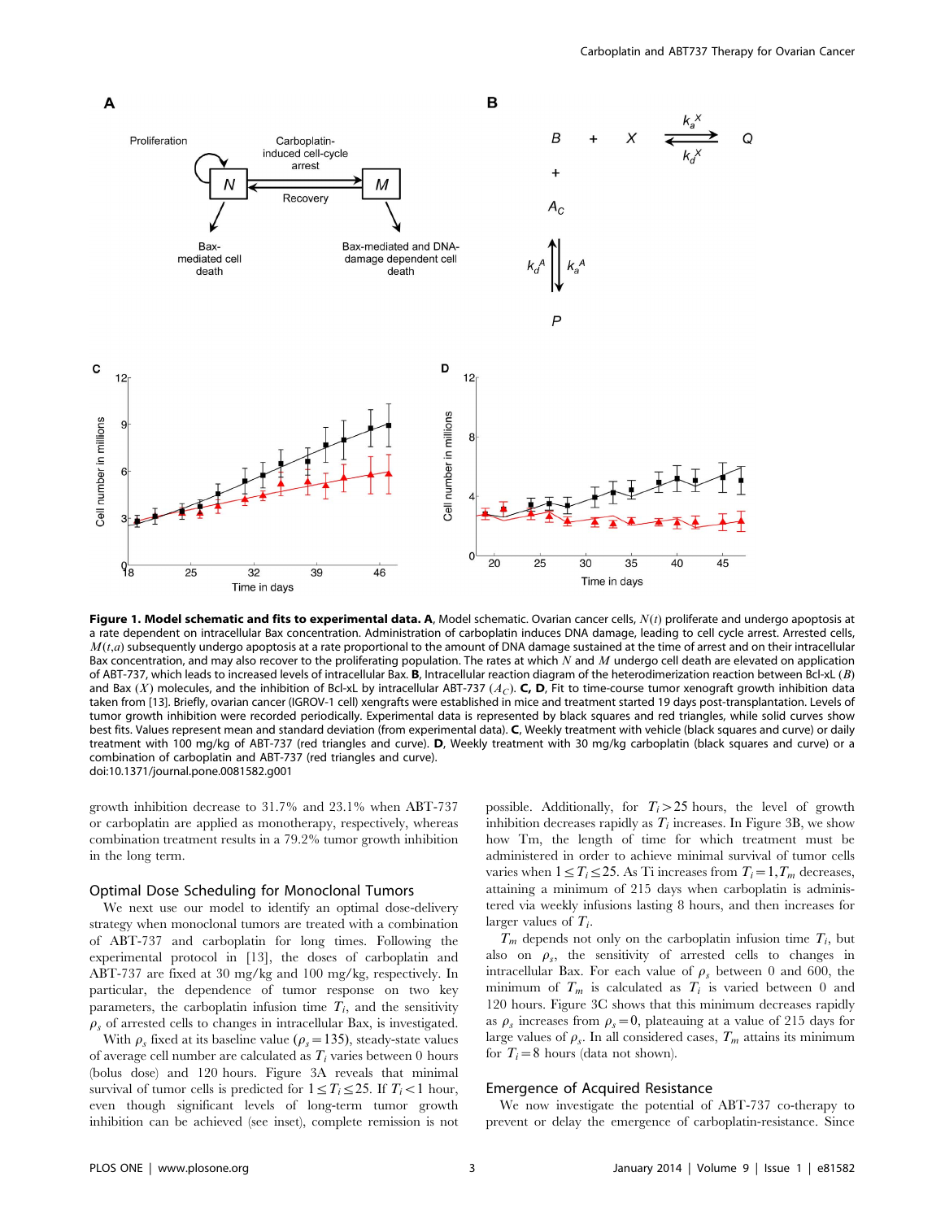**Figure 1. Model schematic and fits to experimental data. A**, Model schematic. Ovarian cancer cells, $N(t)$ proliferate and undergo apoptosis at a rate dependent on intracellular Bax concentration. Administration of carboplatin induces DNA damage, leading to cell cycle arrest. Arrested cells, $M(t,a)$ subsequently undergo apoptosis at a rate proportional to the amount of DNA damage sustained at the time of arrest and on their intracellular Bax concentration, and may also recover to the proliferating population. The rates at which $N$ and $M$ undergo cell death are elevated on application of ABT-737, which leads to increased levels of intracellular Bax. **B**, Intracellular reaction diagram of the heterodimerization reaction between Bcl-xL ($B$) and Bax ($X$) molecules, and the inhibition of Bcl-xL by intracellular ABT-737 ($A_C$). **C, D**, Fit to time-course tumor xenograft growth inhibition data taken from [13]. Briefly, ovarian cancer (IGROV-1 cell) xengrafts were established in mice and treatment started 19 days post-transplantation. Levels of tumor growth inhibition were recorded periodically. Experimental data is represented by black squares and red triangles, while solid curves show best fits. Values represent mean and standard deviation (from experimental data). **C**, Weekly treatment with vehicle (black squares and curve) or daily treatment with 100 mg/kg of ABT-737 (red triangles and curve). **D**, Weekly treatment with 30 mg/kg carboplatin (black squares and curve) or a combination of carboplatin and ABT-737 (red triangles and curve).
doi:10.1371/journal.pone.0081582.g001

growth inhibition decrease to 31.7% and 23.1% when ABT-737 or carboplatin are applied as monotherapy, respectively, whereas combination treatment results in a 79.2% tumor growth inhibition in the long term.

## Optimal Dose Scheduling for Monoclonal Tumors

We next use our model to identify an optimal dose-delivery strategy when monoclonal tumors are treated with a combination of ABT-737 and carboplatin for long times. Following the experimental protocol in [13], the doses of carboplatin and ABT-737 are fixed at 30 mg/kg and 100 mg/kg, respectively. In particular, the dependence of tumor response on two key parameters, the carboplatin infusion time $T_i$, and the sensitivity $\rho_s$ of arrested cells to changes in intracellular Bax, is investigated.

With $\rho_s$ fixed at its baseline value ($\rho_s = 135$), steady-state values of average cell number are calculated as $T_i$ varies between 0 hours (bolus dose) and 120 hours. Figure 3A reveals that minimal survival of tumor cells is predicted for $1 \le T_i \le 25$. If $T_i < 1$ hour, even though significant levels of long-term tumor growth inhibition can be achieved (see inset), complete remission is not possible. Additionally, for $T_i > 25$ hours, the level of growth inhibition decreases rapidly as $T_i$ increases. In Figure 3B, we show how Tm, the length of time for which treatment must be administered in order to achieve minimal survival of tumor cells varies when $1 \le T_i \le 25$. As Ti increases from $T_i = 1$, $T_m$ decreases, attaining a minimum of 215 days when carboplatin is administered via weekly infusions lasting 8 hours, and then increases for larger values of $T_i$.

$T_m$ depends not only on the carboplatin infusion time $T_i$, but also on $\rho_s$, the sensitivity of arrested cells to changes in intracellular Bax. For each value of $\rho_s$ between 0 and 600, the minimum of $T_m$ is calculated as $T_i$ is varied between 0 and 120 hours. Figure 3C shows that this minimum decreases rapidly as $\rho_s$ increases from $\rho_s = 0$, plateauing at a value of 215 days for large values of $\rho_s$. In all considered cases, $T_m$ attains its minimum for $T_i = 8$ hours (data not shown).

## Emergence of Acquired Resistance

We now investigate the potential of ABT-737 co-therapy to prevent or delay the emergence of carboplatin-resistance. Since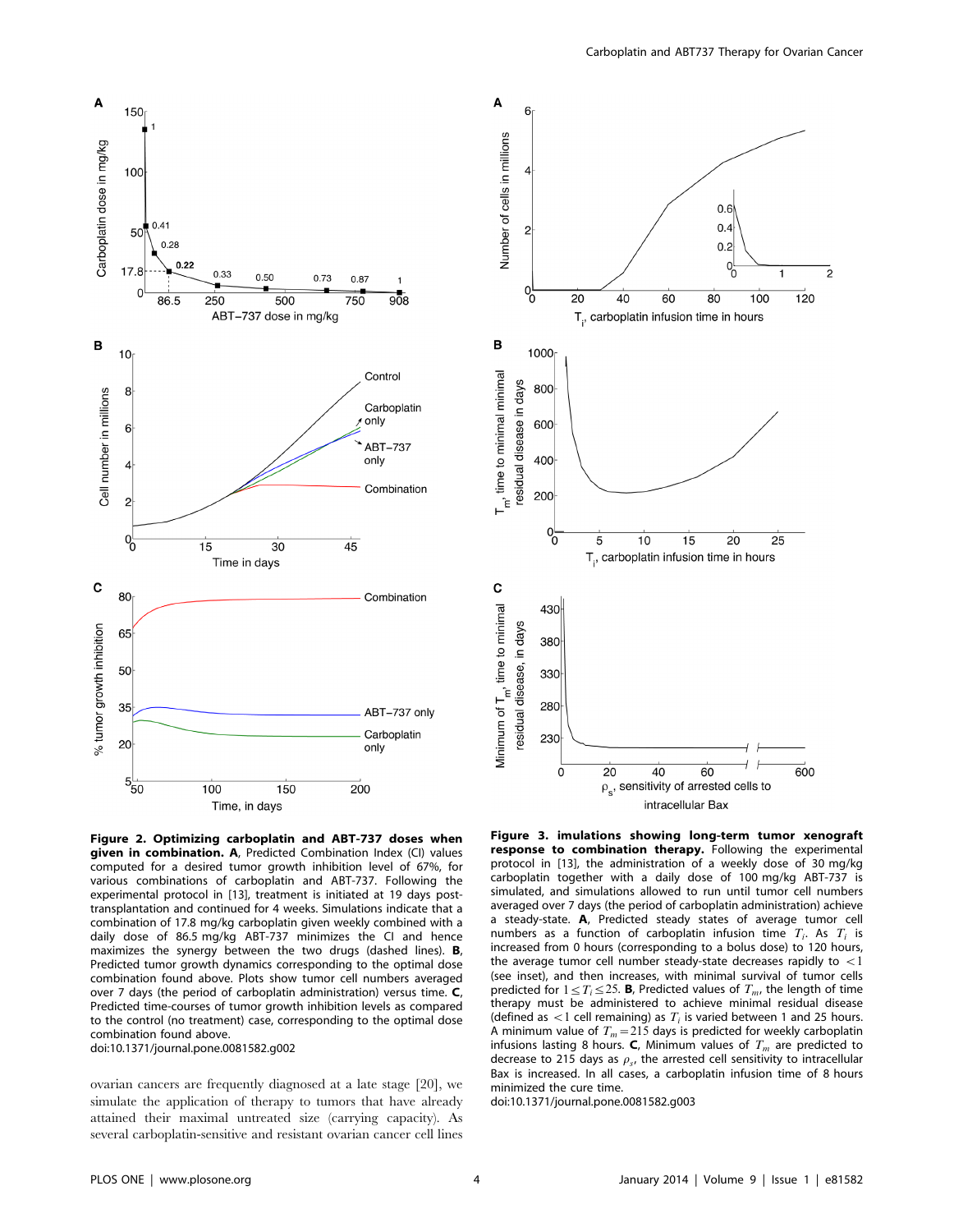**Figure 2. Optimizing carboplatin and ABT-737 doses when given in combination.** **A**, Predicted Combination Index (CI) values computed for a desired tumor growth inhibition level of 67%, for various combinations of carboplatin and ABT-737. Following the experimental protocol in [13], treatment is initiated at 19 days post-transplantation and continued for 4 weeks. Simulations indicate that a combination of 17.8 mg/kg carboplatin given weekly combined with a daily dose of 86.5 mg/kg ABT-737 minimizes the CI and hence maximizes the synergy between the two drugs (dashed lines). **B**, Predicted tumor growth dynamics corresponding to the optimal dose combination found above. Plots show tumor cell numbers averaged over 7 days (the period of carboplatin administration) versus time. **C**, Predicted time-courses of tumor growth inhibition levels as compared to the control (no treatment) case, corresponding to the optimal dose combination found above.
doi:10.1371/journal.pone.0081582.g002

**Figure 3. imulations showing long-term tumor xenograft response to combination therapy.** Following the experimental protocol in [13], the administration of a weekly dose of 30 mg/kg carboplatin together with a daily dose of 100 mg/kg ABT-737 is simulated, and simulations allowed to run until tumor cell numbers averaged over 7 days (the period of carboplatin administration) achieve a steady-state. **A**, Predicted steady states of average tumor cell numbers as a function of carboplatin infusion time $T_i$. As $T_i$ is increased from 0 hours (corresponding to a bolus dose) to 120 hours, the average tumor cell number steady-state decreases rapidly to $<1$ (see inset), and then increases, with minimal survival of tumor cells predicted for $1 \leq T_i \leq 25$. **B**, Predicted values of $T_m$, the length of time therapy must be administered to achieve minimal residual disease (defined as $<1$ cell remaining) as $T_i$ is varied between 1 and 25 hours. A minimum value of $T_m = 215$ days is predicted for weekly carboplatin infusions lasting 8 hours. **C**, Minimum values of $T_m$ are predicted to decrease to 215 days as $\rho_s$, the arrested cell sensitivity to intracellular Bax is increased. In all cases, a carboplatin infusion time of 8 hours minimized the cure time.
doi:10.1371/journal.pone.0081582.g003

ovarian cancers are frequently diagnosed at a late stage [20], we simulate the application of therapy to tumors that have already attained their maximal untreated size (carrying capacity). As several carboplatin-sensitive and resistant ovarian cancer cell lines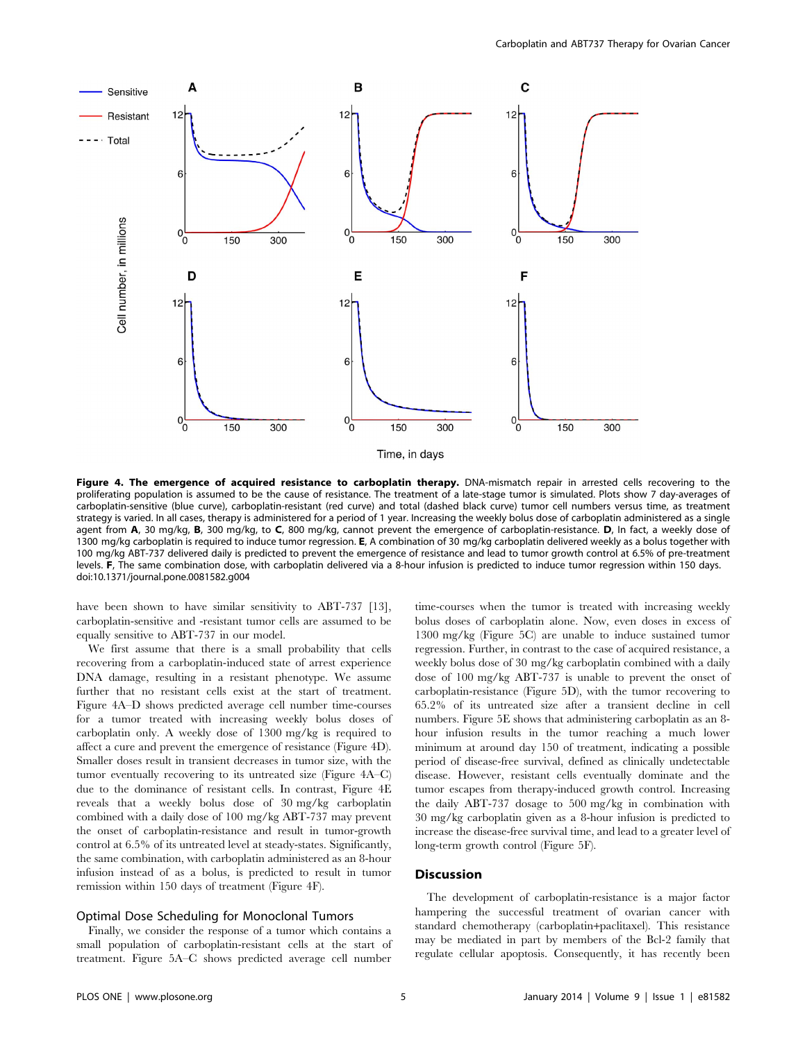**Figure 4. The emergence of acquired resistance to carboplatin therapy.** DNA-mismatch repair in arrested cells recovering to the proliferating population is assumed to be the cause of resistance. The treatment of a late-stage tumor is simulated. Plots show 7 day-averages of carboplatin-sensitive (blue curve), carboplatin-resistant (red curve) and total (dashed black curve) tumor cell numbers versus time, as treatment strategy is varied. In all cases, therapy is administered for a period of 1 year. Increasing the weekly bolus dose of carboplatin administered as a single agent from **A**, 30 mg/kg, **B**, 300 mg/kg, to **C**, 800 mg/kg, cannot prevent the emergence of carboplatin-resistance. **D**, In fact, a weekly dose of 1300 mg/kg carboplatin is required to induce tumor regression. **E**, A combination of 30 mg/kg carboplatin delivered weekly as a bolus together with 100 mg/kg ABT-737 delivered daily is predicted to prevent the emergence of resistance and lead to tumor growth control at 6.5% of pre-treatment levels. **F**, The same combination dose, with carboplatin delivered via a 8-hour infusion is predicted to induce tumor regression within 150 days.
doi:10.1371/journal.pone.0081582.g004

have been shown to have similar sensitivity to ABT-737 [13], carboplatin-sensitive and -resistant tumor cells are assumed to be equally sensitive to ABT-737 in our model.

We first assume that there is a small probability that cells recovering from a carboplatin-induced state of arrest experience DNA damage, resulting in a resistant phenotype. We assume further that no resistant cells exist at the start of treatment. Figure 4A–D shows predicted average cell number time-courses for a tumor treated with increasing weekly bolus doses of carboplatin only. A weekly dose of 1300 mg/kg is required to affect a cure and prevent the emergence of resistance (Figure 4D). Smaller doses result in transient decreases in tumor size, with the tumor eventually recovering to its untreated size (Figure 4A–C) due to the dominance of resistant cells. In contrast, Figure 4E reveals that a weekly bolus dose of 30 mg/kg carboplatin combined with a daily dose of 100 mg/kg ABT-737 may prevent the onset of carboplatin-resistance and result in tumor-growth control at 6.5% of its untreated level at steady-states. Significantly, the same combination, with carboplatin administered as an 8-hour infusion instead of as a bolus, is predicted to result in tumor remission within 150 days of treatment (Figure 4F).

### Optimal Dose Scheduling for Monoclonal Tumors

Finally, we consider the response of a tumor which contains a small population of carboplatin-resistant cells at the start of treatment. Figure 5A–C shows predicted average cell number time-courses when the tumor is treated with increasing weekly bolus doses of carboplatin alone. Now, even doses in excess of 1300 mg/kg (Figure 5C) are unable to induce sustained tumor regression. Further, in contrast to the case of acquired resistance, a weekly bolus dose of 30 mg/kg carboplatin combined with a daily dose of 100 mg/kg ABT-737 is unable to prevent the onset of carboplatin-resistance (Figure 5D), with the tumor recovering to 65.2% of its untreated size after a transient decline in cell numbers. Figure 5E shows that administering carboplatin as an 8-hour infusion results in the tumor reaching a much lower minimum at around day 150 of treatment, indicating a possible period of disease-free survival, defined as clinically undetectable disease. However, resistant cells eventually dominate and the tumor escapes from therapy-induced growth control. Increasing the daily ABT-737 dosage to 500 mg/kg in combination with 30 mg/kg carboplatin given as a 8-hour infusion is predicted to increase the disease-free survival time, and lead to a greater level of long-term growth control (Figure 5F).

## Discussion

The development of carboplatin-resistance is a major factor hampering the successful treatment of ovarian cancer with standard chemotherapy (carboplatin+paclitaxel). This resistance may be mediated in part by members of the Bcl-2 family that regulate cellular apoptosis. Consequently, it has recently been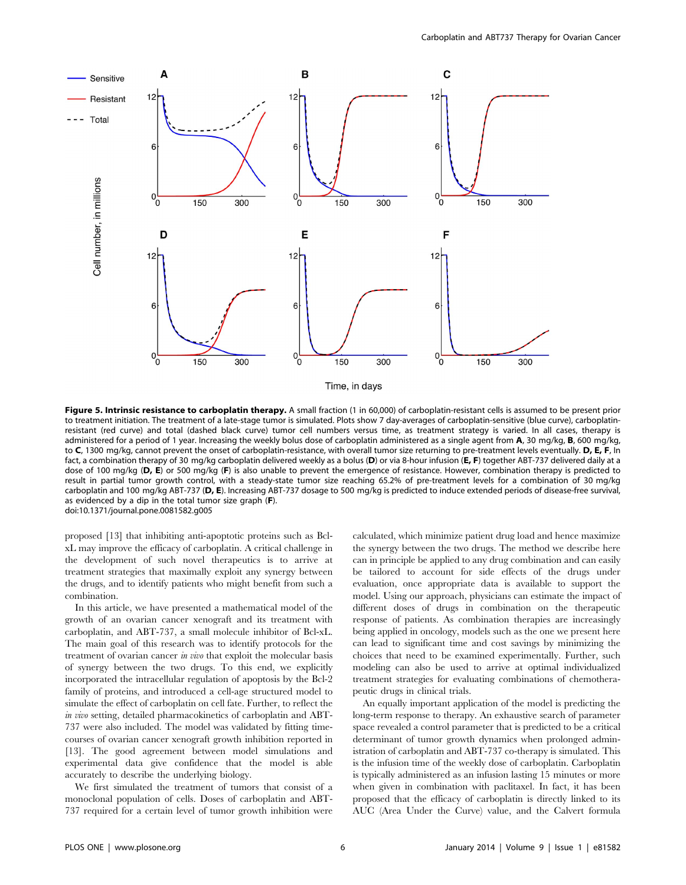**Figure 5. Intrinsic resistance to carboplatin therapy.** A small fraction (1 in 60,000) of carboplatin-resistant cells is assumed to be present prior to treatment initiation. The treatment of a late-stage tumor is simulated. Plots show 7 day-averages of carboplatin-sensitive (blue curve), carboplatin-resistant (red curve) and total (dashed black curve) tumor cell numbers versus time, as treatment strategy is varied. In all cases, therapy is administered for a period of 1 year. Increasing the weekly bolus dose of carboplatin administered as a single agent from **A**, 30 mg/kg, **B**, 600 mg/kg, to **C**, 1300 mg/kg, cannot prevent the onset of carboplatin-resistance, with overall tumor size returning to pre-treatment levels eventually. **D, E, F**, In fact, a combination therapy of 30 mg/kg carboplatin delivered weekly as a bolus (**D**) or via 8-hour infusion (**E, F**) together ABT-737 delivered daily at a dose of 100 mg/kg (**D, E**) or 500 mg/kg (**F**) is also unable to prevent the emergence of resistance. However, combination therapy is predicted to result in partial tumor growth control, with a steady-state tumor size reaching 65.2% of pre-treatment levels for a combination of 30 mg/kg carboplatin and 100 mg/kg ABT-737 (**D, E**). Increasing ABT-737 dosage to 500 mg/kg is predicted to induce extended periods of disease-free survival, as evidenced by a dip in the total tumor size graph (**F**).
doi:10.1371/journal.pone.0081582.g005

proposed [13] that inhibiting anti-apoptotic proteins such as Bcl-xL may improve the efficacy of carboplatin. A critical challenge in the development of such novel therapeutics is to arrive at treatment strategies that maximally exploit any synergy between the drugs, and to identify patients who might benefit from such a combination.

In this article, we have presented a mathematical model of the growth of an ovarian cancer xenograft and its treatment with carboplatin, and ABT-737, a small molecule inhibitor of Bcl-xL. The main goal of this research was to identify protocols for the treatment of ovarian cancer *in vivo* that exploit the molecular basis of synergy between the two drugs. To this end, we explicitly incorporated the intracellular regulation of apoptosis by the Bcl-2 family of proteins, and introduced a cell-age structured model to simulate the effect of carboplatin on cell fate. Further, to reflect the *in vivo* setting, detailed pharmacokinetics of carboplatin and ABT-737 were also included. The model was validated by fitting time-courses of ovarian cancer xenograft growth inhibition reported in [13]. The good agreement between model simulations and experimental data give confidence that the model is able accurately to describe the underlying biology.

We first simulated the treatment of tumors that consist of a monoclonal population of cells. Doses of carboplatin and ABT-737 required for a certain level of tumor growth inhibition were calculated, which minimize patient drug load and hence maximize the synergy between the two drugs. The method we describe here can in principle be applied to any drug combination and can easily be tailored to account for side effects of the drugs under evaluation, once appropriate data is available to support the model. Using our approach, physicians can estimate the impact of different doses of drugs in combination on the therapeutic response of patients. As combination therapies are increasingly being applied in oncology, models such as the one we present here can lead to significant time and cost savings by minimizing the choices that need to be examined experimentally. Further, such modeling can also be used to arrive at optimal individualized treatment strategies for evaluating combinations of chemotherapeutic drugs in clinical trials.

An equally important application of the model is predicting the long-term response to therapy. An exhaustive search of parameter space revealed a control parameter that is predicted to be a critical determinant of tumor growth dynamics when prolonged administration of carboplatin and ABT-737 co-therapy is simulated. This is the infusion time of the weekly dose of carboplatin. Carboplatin is typically administered as an infusion lasting 15 minutes or more when given in combination with paclitaxel. In fact, it has been proposed that the efficacy of carboplatin is directly linked to its AUC (Area Under the Curve) value, and the Calvert formula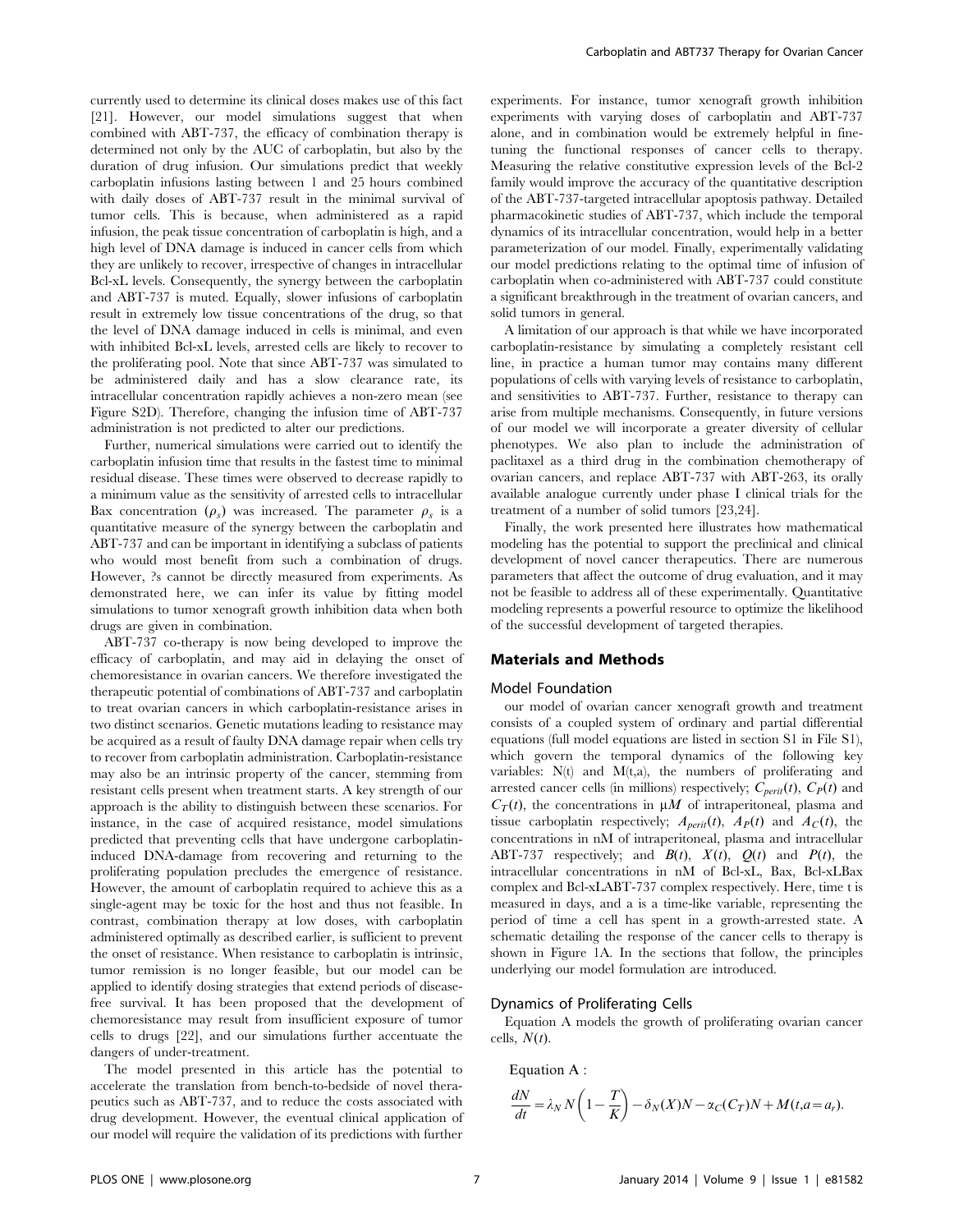currently used to determine its clinical doses makes use of this fact [21]. However, our model simulations suggest that when combined with ABT-737, the efficacy of combination therapy is determined not only by the AUC of carboplatin, but also by the duration of drug infusion. Our simulations predict that weekly carboplatin infusions lasting between 1 and 25 hours combined with daily doses of ABT-737 result in the minimal survival of tumor cells. This is because, when administered as a rapid infusion, the peak tissue concentration of carboplatin is high, and a high level of DNA damage is induced in cancer cells from which they are unlikely to recover, irrespective of changes in intracellular Bcl-xL levels. Consequently, the synergy between the carboplatin and ABT-737 is muted. Equally, slower infusions of carboplatin result in extremely low tissue concentrations of the drug, so that the level of DNA damage induced in cells is minimal, and even with inhibited Bcl-xL levels, arrested cells are likely to recover to the proliferating pool. Note that since ABT-737 was simulated to be administered daily and has a slow clearance rate, its intracellular concentration rapidly achieves a non-zero mean (see Figure S2D). Therefore, changing the infusion time of ABT-737 administration is not predicted to alter our predictions.

Further, numerical simulations were carried out to identify the carboplatin infusion time that results in the fastest time to minimal residual disease. These times were observed to decrease rapidly to a minimum value as the sensitivity of arrested cells to intracellular Bax concentration ($\rho_s$) was increased. The parameter $\rho_s$ is a quantitative measure of the synergy between the carboplatin and ABT-737 and can be important in identifying a subclass of patients who would most benefit from such a combination of drugs. However, ?s cannot be directly measured from experiments. As demonstrated here, we can infer its value by fitting model simulations to tumor xenograft growth inhibition data when both drugs are given in combination.

ABT-737 co-therapy is now being developed to improve the efficacy of carboplatin, and may aid in delaying the onset of chemoresistance in ovarian cancers. We therefore investigated the therapeutic potential of combinations of ABT-737 and carboplatin to treat ovarian cancers in which carboplatin-resistance arises in two distinct scenarios. Genetic mutations leading to resistance may be acquired as a result of faulty DNA damage repair when cells try to recover from carboplatin administration. Carboplatin-resistance may also be an intrinsic property of the cancer, stemming from resistant cells present when treatment starts. A key strength of our approach is the ability to distinguish between these scenarios. For instance, in the case of acquired resistance, model simulations predicted that preventing cells that have undergone carboplatin-induced DNA-damage from recovering and returning to the proliferating population precludes the emergence of resistance. However, the amount of carboplatin required to achieve this as a single-agent may be toxic for the host and thus not feasible. In contrast, combination therapy at low doses, with carboplatin administered optimally as described earlier, is sufficient to prevent the onset of resistance. When resistance to carboplatin is intrinsic, tumor remission is no longer feasible, but our model can be applied to identify dosing strategies that extend periods of disease-free survival. It has been proposed that the development of chemoresistance may result from insufficient exposure of tumor cells to drugs [22], and our simulations further accentuate the dangers of under-treatment.

The model presented in this article has the potential to accelerate the translation from bench-to-bedside of novel therapeutics such as ABT-737, and to reduce the costs associated with drug development. However, the eventual clinical application of our model will require the validation of its predictions with further experiments. For instance, tumor xenograft growth inhibition experiments with varying doses of carboplatin and ABT-737 alone, and in combination would be extremely helpful in fine-tuning the functional responses of cancer cells to therapy. Measuring the relative constitutive expression levels of the Bcl-2 family would improve the accuracy of the quantitative description of the ABT-737-targeted intracellular apoptosis pathway. Detailed pharmacokinetic studies of ABT-737, which include the temporal dynamics of its intracellular concentration, would help in a better parameterization of our model. Finally, experimentally validating our model predictions relating to the optimal time of infusion of carboplatin when co-administered with ABT-737 could constitute a significant breakthrough in the treatment of ovarian cancers, and solid tumors in general.

A limitation of our approach is that while we have incorporated carboplatin-resistance by simulating a completely resistant cell line, in practice a human tumor may contains many different populations of cells with varying levels of resistance to carboplatin, and sensitivities to ABT-737. Further, resistance to therapy can arise from multiple mechanisms. Consequently, in future versions of our model we will incorporate a greater diversity of cellular phenotypes. We also plan to include the administration of paclitaxel as a third drug in the combination chemotherapy of ovarian cancers, and replace ABT-737 with ABT-263, its orally available analogue currently under phase I clinical trials for the treatment of a number of solid tumors [23,24].

Finally, the work presented here illustrates how mathematical modeling has the potential to support the preclinical and clinical development of novel cancer therapeutics. There are numerous parameters that affect the outcome of drug evaluation, and it may not be feasible to address all of these experimentally. Quantitative modeling represents a powerful resource to optimize the likelihood of the successful development of targeted therapies.

## Materials and Methods

### Model Foundation

our model of ovarian cancer xenograft growth and treatment consists of a coupled system of ordinary and partial differential equations (full model equations are listed in section S1 in File S1), which govern the temporal dynamics of the following key variables: N(t) and M(t,a), the numbers of proliferating and arrested cancer cells (in millions) respectively; $C_{perit}(t)$, $C_P(t)$ and $C_T(t)$, the concentrations in $\mu M$ of intraperitoneal, plasma and tissue carboplatin respectively; $A_{perit}(t)$, $A_P(t)$ and $A_C(t)$, the concentrations in nM of intraperitoneal, plasma and intracellular ABT-737 respectively; and $B(t)$, $X(t)$, $Q(t)$ and $P(t)$, the intracellular concentrations in nM of Bcl-xL, Bax, Bcl-xLBax complex and Bcl-xLABT-737 complex respectively. Here, time t is measured in days, and a is a time-like variable, representing the period of time a cell has spent in a growth-arrested state. A schematic detailing the response of the cancer cells to therapy is shown in Figure 1A. In the sections that follow, the principles underlying our model formulation are introduced.

### Dynamics of Proliferating Cells

Equation A models the growth of proliferating ovarian cancer cells, $N(t)$.

Equation A :

$$\frac{dN}{dt} = \lambda_N N\left(1 - \frac{T}{K}\right) - \delta_N(X)N - \alpha_C(C_T)N + M(t, a = a_r).$$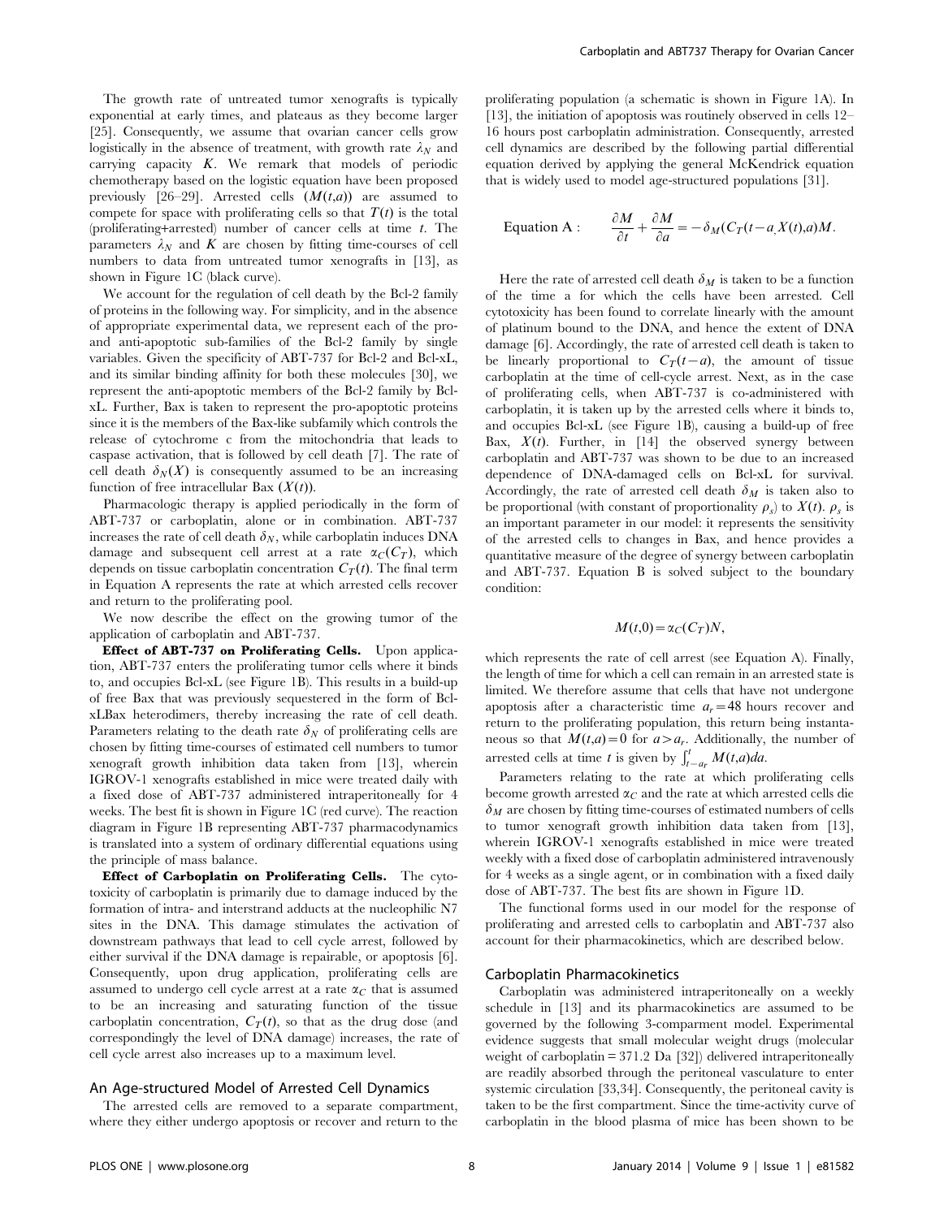The growth rate of untreated tumor xenografts is typically exponential at early times, and plateaus as they become larger [25]. Consequently, we assume that ovarian cancer cells grow logistically in the absence of treatment, with growth rate $\lambda_N$ and carrying capacity $K$. We remark that models of periodic chemotherapy based on the logistic equation have been proposed previously [26–29]. Arrested cells ($M(t,a)$) are assumed to compete for space with proliferating cells so that $T(t)$ is the total (proliferating+arrested) number of cancer cells at time $t$. The parameters $\lambda_N$ and $K$ are chosen by fitting time-courses of cell numbers to data from untreated tumor xenografts in [13], as shown in Figure 1C (black curve).

We account for the regulation of cell death by the Bcl-2 family of proteins in the following way. For simplicity, and in the absence of appropriate experimental data, we represent each of the pro- and anti-apoptotic sub-families of the Bcl-2 family by single variables. Given the specificity of ABT-737 for Bcl-2 and Bcl-xL, and its similar binding affinity for both these molecules [30], we represent the anti-apoptotic members of the Bcl-2 family by Bcl-xL. Further, Bax is taken to represent the pro-apoptotic proteins since it is the members of the Bax-like subfamily which controls the release of cytochrome c from the mitochondria that leads to caspase activation, that is followed by cell death [7]. The rate of cell death $\delta_N(X)$ is consequently assumed to be an increasing function of free intracellular Bax ($X(t)$).

Pharmacologic therapy is applied periodically in the form of ABT-737 or carboplatin, alone or in combination. ABT-737 increases the rate of cell death $\delta_N$, while carboplatin induces DNA damage and subsequent cell arrest at a rate $\alpha_C(C_T)$, which depends on tissue carboplatin concentration $C_T(t)$. The final term in Equation A represents the rate at which arrested cells recover and return to the proliferating pool.

We now describe the effect on the growing tumor of the application of carboplatin and ABT-737.

**Effect of ABT-737 on Proliferating Cells.** Upon application, ABT-737 enters the proliferating tumor cells where it binds to, and occupies Bcl-xL (see Figure 1B). This results in a build-up of free Bax that was previously sequestered in the form of Bcl-xLBax heterodimers, thereby increasing the rate of cell death. Parameters relating to the death rate $\delta_N$ of proliferating cells are chosen by fitting time-courses of estimated cell numbers to tumor xenograft growth inhibition data taken from [13], wherein IGROV-1 xenografts established in mice were treated daily with a fixed dose of ABT-737 administered intraperitoneally for 4 weeks. The best fit is shown in Figure 1C (red curve). The reaction diagram in Figure 1B representing ABT-737 pharmacodynamics is translated into a system of ordinary differential equations using the principle of mass balance.

**Effect of Carboplatin on Proliferating Cells.** The cytotoxicity of carboplatin is primarily due to damage induced by the formation of intra- and interstrand adducts at the nucleophilic N7 sites in the DNA. This damage stimulates the activation of downstream pathways that lead to cell cycle arrest, followed by either survival if the DNA damage is repairable, or apoptosis [6]. Consequently, upon drug application, proliferating cells are assumed to undergo cell cycle arrest at a rate $\alpha_C$ that is assumed to be an increasing and saturating function of the tissue carboplatin concentration, $C_T(t)$, so that as the drug dose (and correspondingly the level of DNA damage) increases, the rate of cell cycle arrest also increases up to a maximum level.

## An Age-structured Model of Arrested Cell Dynamics

The arrested cells are removed to a separate compartment, where they either undergo apoptosis or recover and return to the proliferating population (a schematic is shown in Figure 1A). In [13], the initiation of apoptosis was routinely observed in cells 12–16 hours post carboplatin administration. Consequently, arrested cell dynamics are described by the following partial differential equation derived by applying the general McKendrick equation that is widely used to model age-structured populations [31].

$$\text{Equation A}: \qquad \frac{\partial M}{\partial t} + \frac{\partial M}{\partial a} = -\delta_M(C_T(t-a, X(t), a)M.$$

Here the rate of arrested cell death $\delta_M$ is taken to be a function of the time $a$ for which the cells have been arrested. Cell cytotoxicity has been found to correlate linearly with the amount of platinum bound to the DNA, and hence the extent of DNA damage [6]. Accordingly, the rate of arrested cell death is taken to be linearly proportional to $C_T(t-a)$, the amount of tissue carboplatin at the time of cell-cycle arrest. Next, as in the case of proliferating cells, when ABT-737 is co-administered with carboplatin, it is taken up by the arrested cells where it binds to, and occupies Bcl-xL (see Figure 1B), causing a build-up of free Bax, $X(t)$. Further, in [14] the observed synergy between carboplatin and ABT-737 was shown to be due to an increased dependence of DNA-damaged cells on Bcl-xL for survival. Accordingly, the rate of arrested cell death $\delta_M$ is taken also to be proportional (with constant of proportionality $\rho_s$) to $X(t)$. $\rho_s$ is an important parameter in our model: it represents the sensitivity of the arrested cells to changes in Bax, and hence provides a quantitative measure of the degree of synergy between carboplatin and ABT-737. Equation B is solved subject to the boundary condition:

$$M(t,0) = \alpha_C(C_T)N,$$

which represents the rate of cell arrest (see Equation A). Finally, the length of time for which a cell can remain in an arrested state is limited. We therefore assume that cells that have not undergone apoptosis after a characteristic time $a_r = 48$ hours recover and return to the proliferating population, this return being instantaneous so that $M(t,a) = 0$ for $a > a_r$. Additionally, the number of arrested cells at time $t$ is given by $\int_{t-a_r}^{t} M(t,a)da$.

Parameters relating to the rate at which proliferating cells become growth arrested $\alpha_C$ and the rate at which arrested cells die $\delta_M$ are chosen by fitting time-courses of estimated numbers of cells to tumor xenograft growth inhibition data taken from [13], wherein IGROV-1 xenografts established in mice were treated weekly with a fixed dose of carboplatin administered intravenously for 4 weeks as a single agent, or in combination with a fixed daily dose of ABT-737. The best fits are shown in Figure 1D.

The functional forms used in our model for the response of proliferating and arrested cells to carboplatin and ABT-737 also account for their pharmacokinetics, which are described below.

## Carboplatin Pharmacokinetics

Carboplatin was administered intraperitoneally on a weekly schedule in [13] and its pharmacokinetics are assumed to be governed by the following 3-comparment model. Experimental evidence suggests that small molecular weight drugs (molecular weight of carboplatin = 371.2 Da [32]) delivered intraperitoneally are readily absorbed through the peritoneal vasculature to enter systemic circulation [33,34]. Consequently, the peritoneal cavity is taken to be the first compartment. Since the time-activity curve of carboplatin in the blood plasma of mice has been shown to be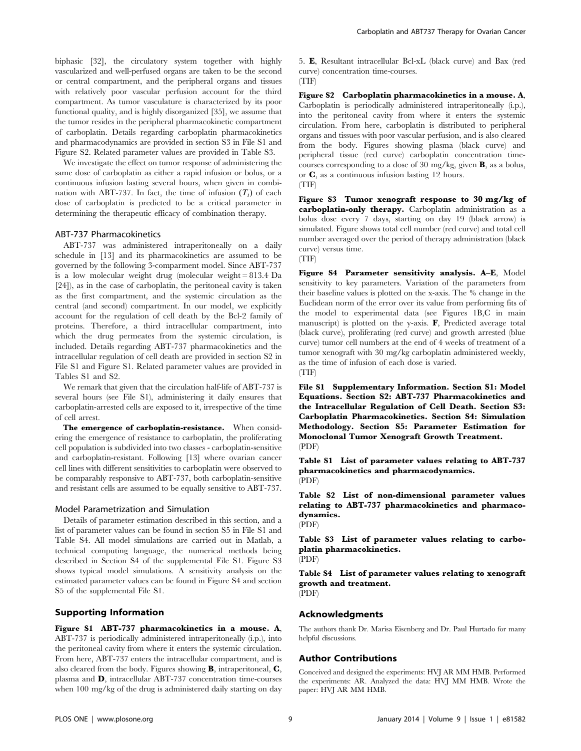biphasic [32], the circulatory system together with highly vascularized and well-perfused organs are taken to be the second or central compartment, and the peripheral organs and tissues with relatively poor vascular perfusion account for the third compartment. As tumor vasculature is characterized by its poor functional quality, and is highly disorganized [35], we assume that the tumor resides in the peripheral pharmacokinetic compartment of carboplatin. Details regarding carboplatin pharmacokinetics and pharmacodynamics are provided in section S3 in File S1 and Figure S2. Related parameter values are provided in Table S3.

We investigate the effect on tumor response of administering the same dose of carboplatin as either a rapid infusion or bolus, or a continuous infusion lasting several hours, when given in combination with ABT-737. In fact, the time of infusion ($T_i$) of each dose of carboplatin is predicted to be a critical parameter in determining the therapeutic efficacy of combination therapy.

### ABT-737 Pharmacokinetics

ABT-737 was administered intraperitoneally on a daily schedule in [13] and its pharmacokinetics are assumed to be governed by the following 3-comparment model. Since ABT-737 is a low molecular weight drug (molecular weight = 813.4 Da [24]), as in the case of carboplatin, the peritoneal cavity is taken as the first compartment, and the systemic circulation as the central (and second) compartment. In our model, we explicitly account for the regulation of cell death by the Bcl-2 family of proteins. Therefore, a third intracellular compartment, into which the drug permeates from the systemic circulation, is included. Details regarding ABT-737 pharmacokinetics and the intracellular regulation of cell death are provided in section S2 in File S1 and Figure S1. Related parameter values are provided in Tables S1 and S2.

We remark that given that the circulation half-life of ABT-737 is several hours (see File S1), administering it daily ensures that carboplatin-arrested cells are exposed to it, irrespective of the time of cell arrest.

**The emergence of carboplatin-resistance.** When considering the emergence of resistance to carboplatin, the proliferating cell population is subdivided into two classes - carboplatin-sensitive and carboplatin-resistant. Following [13] where ovarian cancer cell lines with different sensitivities to carboplatin were observed to be comparably responsive to ABT-737, both carboplatin-sensitive and resistant cells are assumed to be equally sensitive to ABT-737.

### Model Parametrization and Simulation

Details of parameter estimation described in this section, and a list of parameter values can be found in section S5 in File S1 and Table S4. All model simulations are carried out in Matlab, a technical computing language, the numerical methods being described in Section S4 of the supplemental File S1. Figure S3 shows typical model simulations. A sensitivity analysis on the estimated parameter values can be found in Figure S4 and section S5 of the supplemental File S1.

## Supporting Information

**Figure S1 ABT-737 pharmacokinetics in a mouse. A**, ABT-737 is periodically administered intraperitoneally (i.p.), into the peritoneal cavity from where it enters the systemic circulation. From here, ABT-737 enters the intracellular compartment, and is also cleared from the body. Figures showing **B**, intraperitoneal, **C**, plasma and **D**, intracellular ABT-737 concentration time-courses when 100 mg/kg of the drug is administered daily starting on day 5. **E**, Resultant intracellular Bcl-xL (black curve) and Bax (red curve) concentration time-courses.
(TIF)

**Figure S2 Carboplatin pharmacokinetics in a mouse. A**, Carboplatin is periodically administered intraperitoneally (i.p.), into the peritoneal cavity from where it enters the systemic circulation. From here, carboplatin is distributed to peripheral organs and tissues with poor vascular perfusion, and is also cleared from the body. Figures showing plasma (black curve) and peripheral tissue (red curve) carboplatin concentration time-courses corresponding to a dose of 30 mg/kg, given **B**, as a bolus, or **C**, as a continuous infusion lasting 12 hours.
(TIF)

**Figure S3 Tumor xenograft response to 30 mg/kg of carboplatin-only therapy.** Carboplatin administration as a bolus dose every 7 days, starting on day 19 (black arrow) is simulated. Figure shows total cell number (red curve) and total cell number averaged over the period of therapy administration (black curve) versus time.
(TIF)

**Figure S4 Parameter sensitivity analysis. A–E**, Model sensitivity to key parameters. Variation of the parameters from their baseline values is plotted on the x-axis. The % change in the Euclidean norm of the error over its value from performing fits of the model to experimental data (see Figures 1B,C in main manuscript) is plotted on the y-axis. **F**, Predicted average total (black curve), proliferating (red curve) and growth arrested (blue curve) tumor cell numbers at the end of 4 weeks of treatment of a tumor xenograft with 30 mg/kg carboplatin administered weekly, as the time of infusion of each dose is varied.
(TIF)

**File S1 Supplementary Information. Section S1: Model Equations. Section S2: ABT-737 Pharmacokinetics and the Intracellular Regulation of Cell Death. Section S3: Carboplatin Pharmacokinetics. Section S4: Simulation Methodology. Section S5: Parameter Estimation for Monoclonal Tumor Xenograft Growth Treatment.**
(PDF)

**Table S1 List of parameter values relating to ABT-737 pharmacokinetics and pharmacodynamics.**
(PDF)

**Table S2 List of non-dimensional parameter values relating to ABT-737 pharmacokinetics and pharmacodynamics.**
(PDF)

**Table S3 List of parameter values relating to carboplatin pharmacokinetics.**
(PDF)

**Table S4 List of parameter values relating to xenograft growth and treatment.**
(PDF)

## Acknowledgments

The authors thank Dr. Marisa Eisenberg and Dr. Paul Hurtado for many helpful discussions.

## Author Contributions

Conceived and designed the experiments: HVJ AR MM HMB. Performed the experiments: AR. Analyzed the data: HVJ MM HMB. Wrote the paper: HVJ AR MM HMB.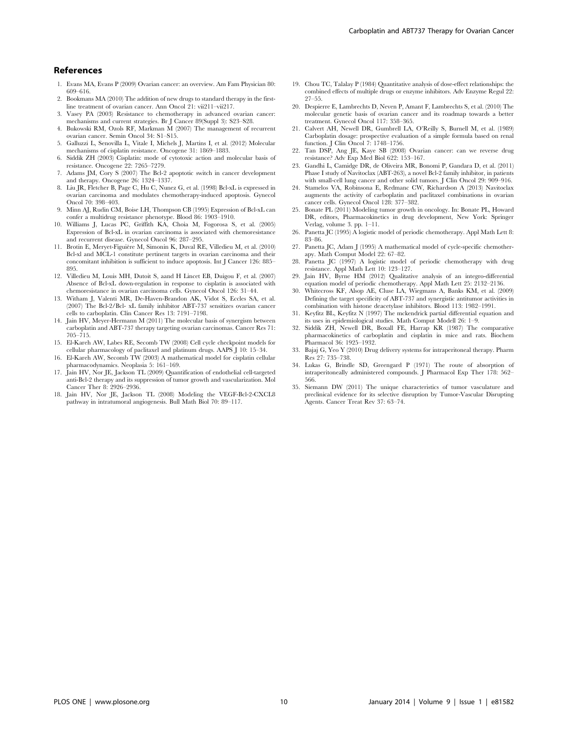## References

1. Evans MA, Evans P (2009) Ovarian cancer: an overview. Am Fam Physician 80: 609–616.
2. Bookmans MA (2010) The addition of new drugs to standard therapy in the first-line treatment of ovarian cancer. Ann Oncol 21: vii211–vii217.
3. Vasey PA (2003) Resistance to chemotherapy in advanced ovarian cancer: mechanisms and current strategies. Br J Cancer 89(Suppl 3): S23–S28.
4. Bukowski RM, Ozols RF, Markman M (2007) The management of recurrent ovarian cancer. Semin Oncol 34: S1–S15.
5. Galluzzi L, Senovilla L, Vitale I, Michels J, Martins I, et al. (2012) Molecular mechanisms of cisplatin resistance. Oncogene 31: 1869–1883.
6. Siddik ZH (2003) Cisplatin: mode of cytotoxic action and molecular basis of resistance. Oncogene 22: 7265–7279.
7. Adams JM, Cory S (2007) The Bcl-2 apoptotic switch in cancer development and therapy. Oncogene 26: 1324–1337.
8. Liu JR, Fletcher B, Page C, Hu C, Nunez G, et al. (1998) Bcl-xL is expressed in ovarian carcinoma and modulates chemotherapy-induced apoptosis. Gynecol Oncol 70: 398–403.
9. Minn AJ, Rudin CM, Boise LH, Thompson CB (1995) Expression of Bcl-xL can confer a multidrug resistance phenotype. Blood 86: 1903–1910.
10. Williams J, Lucas PC, Griffith KA, Choia M, Fogorosa S, et al. (2005) Expression of Bcl-xL in ovarian carcinoma is associated with chemoresistance and recurrent disease. Gynecol Oncol 96: 287–295.
11. Brotin E, Meryet-Figuière M, Simonin K, Duval RE, Villedieu M, et al. (2010) Bcl-xl and MCL-1 constitute pertinent targets in ovarian carcinoma and their concomitant inhibition is sufficient to induce apoptosis. Int J Cancer 126: 885–895.
12. Villedieu M, Louis MH, Dutoit S, aand H Lincet EB, Duigou F, et al. (2007) Absence of Bcl-xL down-regulation in response to cisplatin is associated with chemoresistance in ovarian carcinoma cells. Gynecol Oncol 126: 31–44.
13. Witham J, Valenti MR, De-Haven-Brandon AK, Vidot S, Eccles SA, et al. (2007) The Bcl-2/Bcl- xL family inhibitor ABT-737 sensitizes ovarian cancer cells to carboplatin. Clin Cancer Res 13: 7191–7198.
14. Jain HV, Meyer-Hermann M (2011) The molecular basis of synergism between carboplatin and ABT-737 therapy targeting ovarian carcinomas. Cancer Res 71: 705–715.
15. El-Kareh AW, Labes RE, Secomb TW (2008) Cell cycle checkpoint models for cellular pharmacology of paclitaxel and platinum drugs. AAPS J 10: 15–34.
16. El-Kareh AW, Secomb TW (2003) A mathematical model for cisplatin cellular pharmacodynamics. Neoplasia 5: 161–169.
17. Jain HV, Nor JE, Jackson TL (2009) Quantification of endothelial cell-targeted anti-Bcl-2 therapy and its suppression of tumor growth and vascularization. Mol Cancer Ther 8: 2926–2936.
18. Jain HV, Nor JE, Jackson TL (2008) Modeling the VEGF-Bcl-2-CXCL8 pathway in intratumoral angiogenesis. Bull Math Biol 70: 89–117.
19. Chou TC, Talalay P (1984) Quantitative analysis of dose-effect relationships: the combined effects of multiple drugs or enzyme inhibitors. Adv Enzyme Regul 22: 27–55.
20. Despierre E, Lambrechts D, Neven P, Amant F, Lambrechts S, et al. (2010) The molecular genetic basis of ovarian cancer and its roadmap towards a better treatment. Gynecol Oncol 117: 358–365.
21. Calvert AH, Newell DR, Gumbrell LA, O'Reilly S, Burnell M, et al. (1989) Carboplatin dosage: prospective evaluation of a simple formula based on renal function. J Clin Oncol 7: 1748–1756.
22. Tan DSP, Ang JE, Kaye SB (2008) Ovarian cancer: can we reverse drug resistance? Adv Exp Med Biol 622: 153–167.
23. Gandhi L, Camidge DR, de Oliveira MR, Bonomi P, Gandara D, et al. (2011) Phase I study of Navitoclax (ABT-263), a novel Bcl-2 family inhibitor, in patients with small-cell lung cancer and other solid tumors. J Clin Oncol 29: 909–916.
24. Stamelos VA, Robinsona E, Redmanc CW, Richardson A (2013) Navitoclax augments the activity of carboplatin and paclitaxel combinations in ovarian cancer cells. Gynecol Oncol 128: 377–382.
25. Bonate PL (2011) Modeling tumor growth in oncology. In: Bonate PL, Howard DR, editors, Pharmacokinetics in drug development, New York: Springer Verlag, volume 3. pp. 1–11.
26. Panetta JC (1995) A logistic model of periodic chemotherapy. Appl Math Lett 8: 83–86.
27. Panetta JC, Adam J (1995) A mathematical model of cycle-specific chemotherapy. Math Comput Model 22: 67–82.
28. Panetta JC (1997) A logistic model of periodic chemotherapy with drug resistance. Appl Math Lett 10: 123–127.
29. Jain HV, Byrne HM (2012) Qualitative analysis of an integro-differential equation model of periodic chemotherapy. Appl Math Lett 25: 2132–2136.
30. Whitecross KF, Alsop AE, Cluse LA, Wiegmans A, Banks KM, et al. (2009) Defining the target specificity of ABT-737 and synergistic antitumor activities in combination with histone deacetylase inhibitors. Blood 113: 1982–1991.
31. Keyfitz BL, Keyfitz N (1997) The mckendrick partial differential equation and its uses in epidemiological studies. Math Comput Modell 26: 1–9.
32. Siddik ZH, Newell DR, Boxall FE, Harrap KR (1987) The comparative pharmacokinetics of carboplatin and cisplatin in mice and rats. Biochem Pharmacol 36: 1925–1932.
33. Bajaj G, Yeo Y (2010) Drug delivery systems for intraperitoneal therapy. Pharm Res 27: 735–738.
34. Lukas G, Brindle SD, Greengard P (1971) The route of absorption of intraperitoneally administered compounds. J Pharmacol Exp Ther 178: 562–566.
35. Siemann DW (2011) The unique characteristics of tumor vasculature and preclinical evidence for its selective disruption by Tumor-Vascular Disrupting Agents. Cancer Treat Rev 37: 63–74.